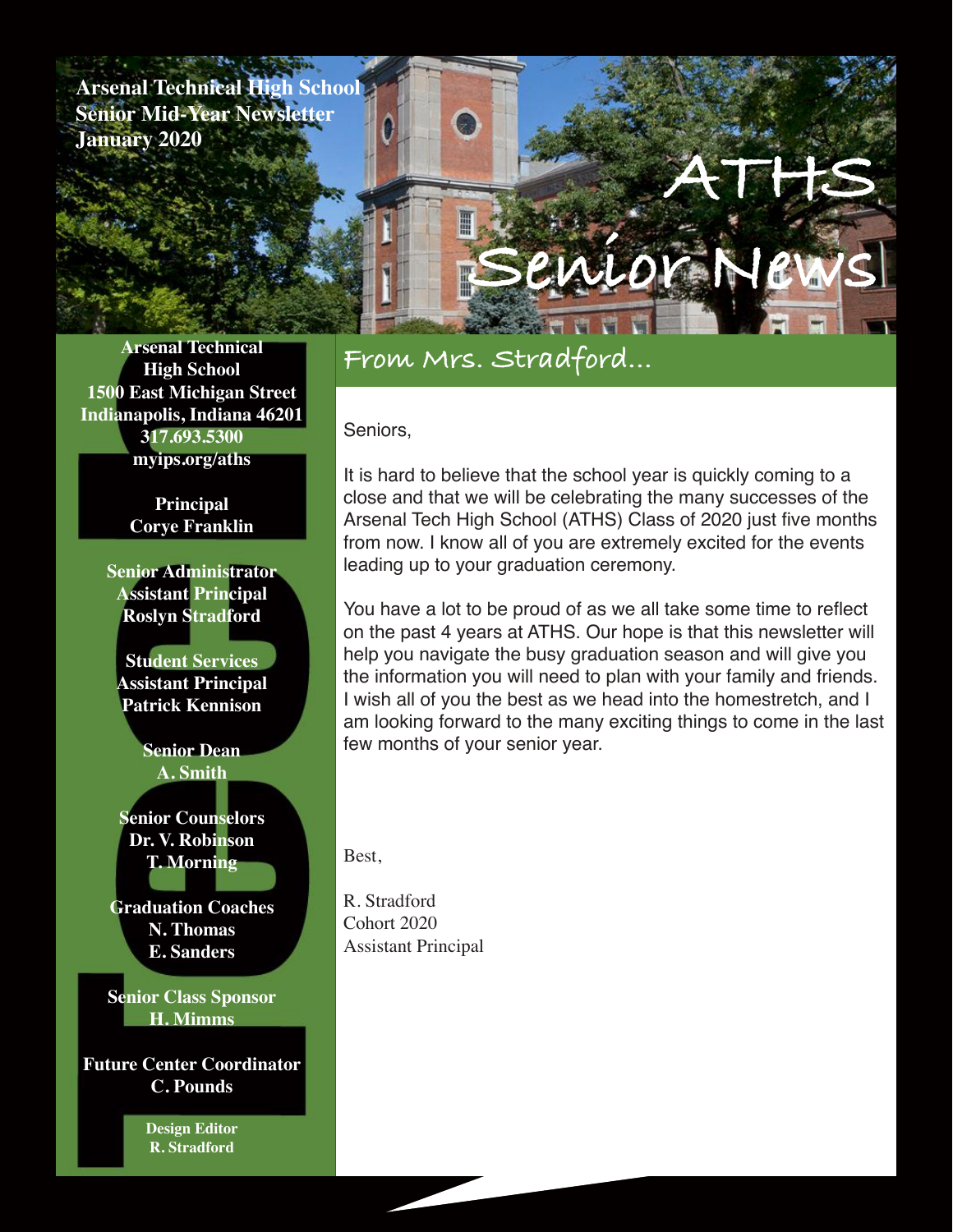**Arsenal Technical High School**
**Senior Mid-Year Newsletter**
**January 2020**

# ATHS Senior News

**Arsenal Technical High School**
**1500 East Michigan Street**
**Indianapolis, Indiana 46201**
**317.693.5300**
**myips.org/aths**

**Principal**
**Corye Franklin**

**Senior Administrator Assistant Principal**
**Roslyn Stradford**

**Student Services Assistant Principal**
**Patrick Kennison**

**Senior Dean**
**A. Smith**

**Senior Counselors**
**Dr. V. Robinson**
**T. Morning**

**Graduation Coaches**
**N. Thomas**
**E. Sanders**

**Senior Class Sponsor**
**H. Mimms**

**Future Center Coordinator**
**C. Pounds**

**Design Editor**
**R. Stradford**

## From Mrs. Stradford...

Seniors,

It is hard to believe that the school year is quickly coming to a close and that we will be celebrating the many successes of the Arsenal Tech High School (ATHS) Class of 2020 just five months from now. I know all of you are extremely excited for the events leading up to your graduation ceremony.

You have a lot to be proud of as we all take some time to reflect on the past 4 years at ATHS. Our hope is that this newsletter will help you navigate the busy graduation season and will give you the information you will need to plan with your family and friends. I wish all of you the best as we head into the homestretch, and I am looking forward to the many exciting things to come in the last few months of your senior year.

Best,

R. Stradford
Cohort 2020
Assistant Principal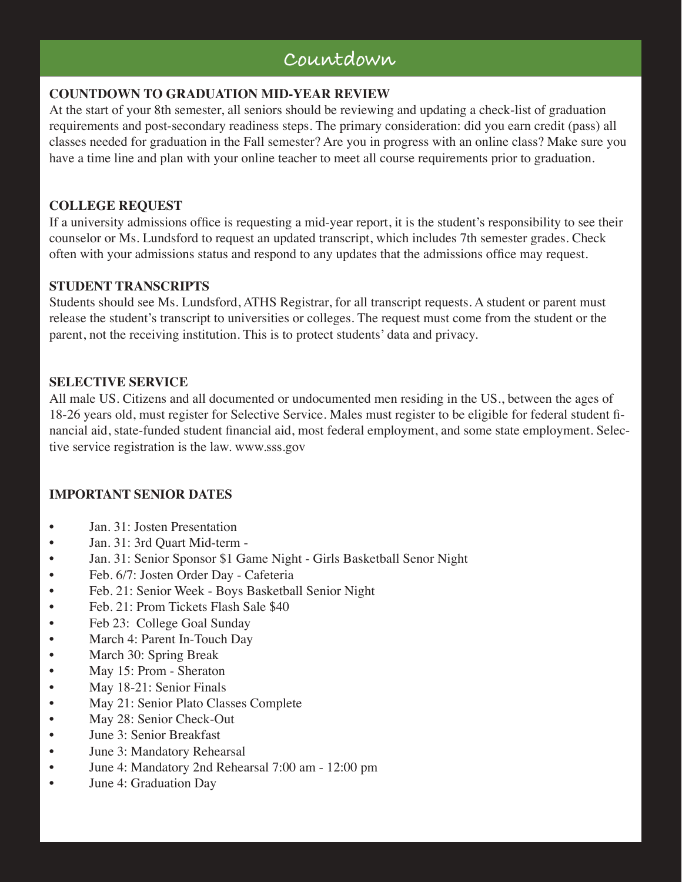# Countdown

### COUNTDOWN TO GRADUATION MID-YEAR REVIEW

At the start of your 8th semester, all seniors should be reviewing and updating a check-list of graduation requirements and post-secondary readiness steps. The primary consideration: did you earn credit (pass) all classes needed for graduation in the Fall semester? Are you in progress with an online class? Make sure you have a time line and plan with your online teacher to meet all course requirements prior to graduation.

### COLLEGE REQUEST

If a university admissions office is requesting a mid-year report, it is the student's responsibility to see their counselor or Ms. Lundsford to request an updated transcript, which includes 7th semester grades. Check often with your admissions status and respond to any updates that the admissions office may request.

### STUDENT TRANSCRIPTS

Students should see Ms. Lundsford, ATHS Registrar, for all transcript requests. A student or parent must release the student's transcript to universities or colleges. The request must come from the student or the parent, not the receiving institution. This is to protect students' data and privacy.

### SELECTIVE SERVICE

All male US. Citizens and all documented or undocumented men residing in the US., between the ages of 18-26 years old, must register for Selective Service. Males must register to be eligible for federal student financial aid, state-funded student financial aid, most federal employment, and some state employment. Selective service registration is the law. www.sss.gov

### IMPORTANT SENIOR DATES

- Jan. 31: Josten Presentation
- Jan. 31: 3rd Quart Mid-term -
- Jan. 31: Senior Sponsor $1 Game Night - Girls Basketball Senor Night
- Feb. 6/7: Josten Order Day - Cafeteria
- Feb. 21: Senior Week - Boys Basketball Senior Night
- Feb. 21: Prom Tickets Flash Sale $40
- Feb 23: College Goal Sunday
- March 4: Parent In-Touch Day
- March 30: Spring Break
- May 15: Prom - Sheraton
- May 18-21: Senior Finals
- May 21: Senior Plato Classes Complete
- May 28: Senior Check-Out
- June 3: Senior Breakfast
- June 3: Mandatory Rehearsal
- June 4: Mandatory 2nd Rehearsal 7:00 am - 12:00 pm
- June 4: Graduation Day